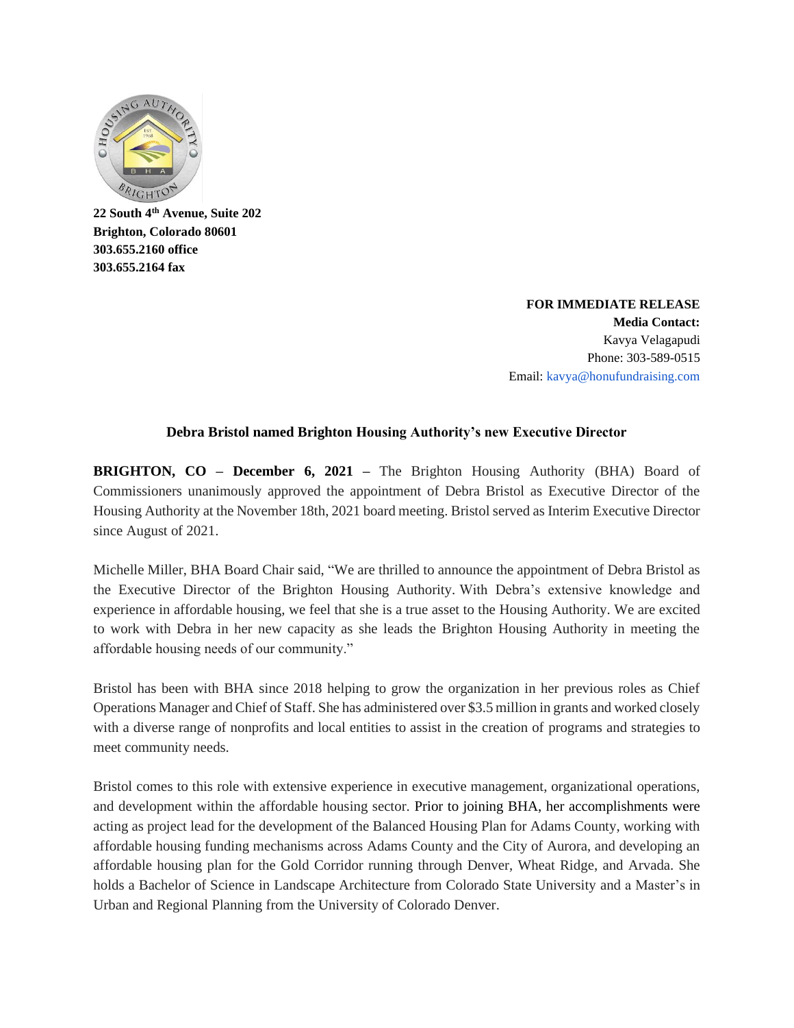**22 South 4th Avenue, Suite 202**
**Brighton, Colorado 80601**
**303.655.2160 office**
**303.655.2164 fax**

**FOR IMMEDIATE RELEASE**
**Media Contact:**
Kavya Velagapudi
Phone: 303-589-0515
Email: kavya@honufundraising.com

## Debra Bristol named Brighton Housing Authority's new Executive Director

**BRIGHTON, CO – December 6, 2021 –** The Brighton Housing Authority (BHA) Board of Commissioners unanimously approved the appointment of Debra Bristol as Executive Director of the Housing Authority at the November 18th, 2021 board meeting. Bristol served as Interim Executive Director since August of 2021.

Michelle Miller, BHA Board Chair said, "We are thrilled to announce the appointment of Debra Bristol as the Executive Director of the Brighton Housing Authority. With Debra's extensive knowledge and experience in affordable housing, we feel that she is a true asset to the Housing Authority. We are excited to work with Debra in her new capacity as she leads the Brighton Housing Authority in meeting the affordable housing needs of our community."

Bristol has been with BHA since 2018 helping to grow the organization in her previous roles as Chief Operations Manager and Chief of Staff. She has administered over $3.5 million in grants and worked closely with a diverse range of nonprofits and local entities to assist in the creation of programs and strategies to meet community needs.

Bristol comes to this role with extensive experience in executive management, organizational operations, and development within the affordable housing sector. Prior to joining BHA, her accomplishments were acting as project lead for the development of the Balanced Housing Plan for Adams County, working with affordable housing funding mechanisms across Adams County and the City of Aurora, and developing an affordable housing plan for the Gold Corridor running through Denver, Wheat Ridge, and Arvada. She holds a Bachelor of Science in Landscape Architecture from Colorado State University and a Master's in Urban and Regional Planning from the University of Colorado Denver.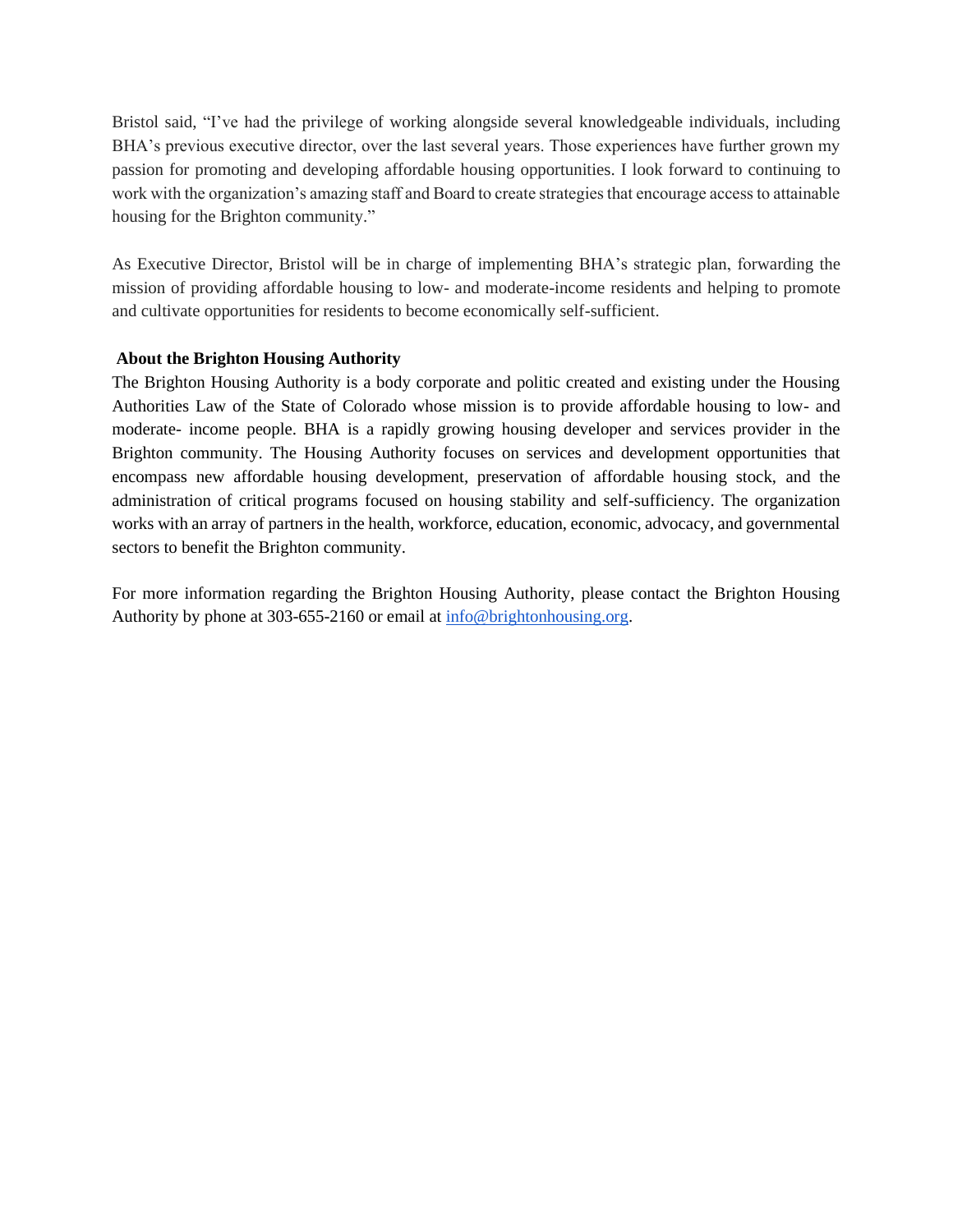Bristol said, "I've had the privilege of working alongside several knowledgeable individuals, including BHA's previous executive director, over the last several years. Those experiences have further grown my passion for promoting and developing affordable housing opportunities. I look forward to continuing to work with the organization's amazing staff and Board to create strategies that encourage access to attainable housing for the Brighton community."

As Executive Director, Bristol will be in charge of implementing BHA's strategic plan, forwarding the mission of providing affordable housing to low- and moderate-income residents and helping to promote and cultivate opportunities for residents to become economically self-sufficient.

**About the Brighton Housing Authority**

The Brighton Housing Authority is a body corporate and politic created and existing under the Housing Authorities Law of the State of Colorado whose mission is to provide affordable housing to low- and moderate- income people. BHA is a rapidly growing housing developer and services provider in the Brighton community. The Housing Authority focuses on services and development opportunities that encompass new affordable housing development, preservation of affordable housing stock, and the administration of critical programs focused on housing stability and self-sufficiency. The organization works with an array of partners in the health, workforce, education, economic, advocacy, and governmental sectors to benefit the Brighton community.

For more information regarding the Brighton Housing Authority, please contact the Brighton Housing Authority by phone at 303-655-2160 or email at info@brightonhousing.org.